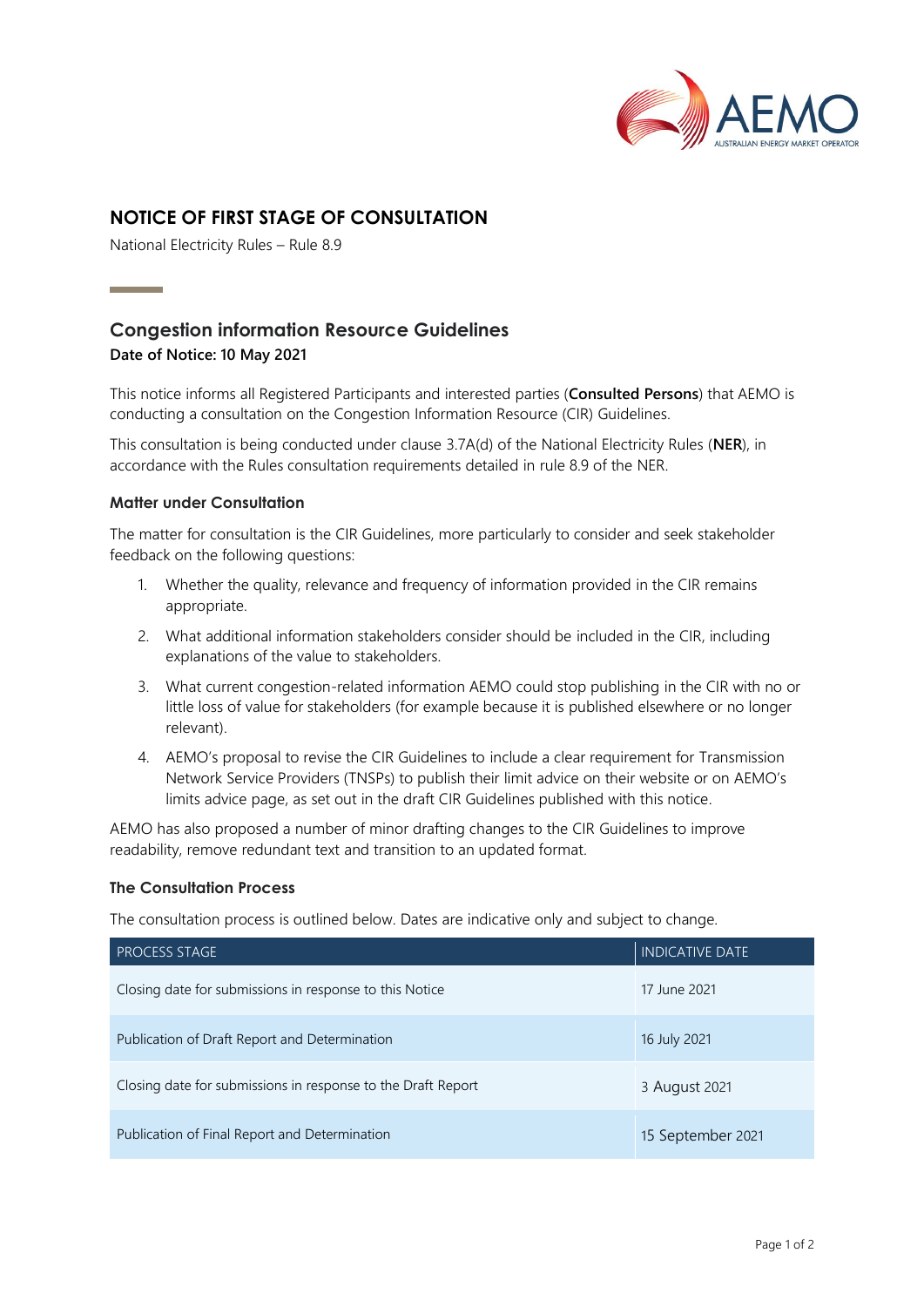# NOTICE OF FIRST STAGE OF CONSULTATION

National Electricity Rules – Rule 8.9

## Congestion information Resource Guidelines

**Date of Notice: 10 May 2021**

This notice informs all Registered Participants and interested parties (**Consulted Persons**) that AEMO is conducting a consultation on the Congestion Information Resource (CIR) Guidelines.

This consultation is being conducted under clause 3.7A(d) of the National Electricity Rules (**NER**), in accordance with the Rules consultation requirements detailed in rule 8.9 of the NER.

### Matter under Consultation

The matter for consultation is the CIR Guidelines, more particularly to consider and seek stakeholder feedback on the following questions:

1. Whether the quality, relevance and frequency of information provided in the CIR remains appropriate.
2. What additional information stakeholders consider should be included in the CIR, including explanations of the value to stakeholders.
3. What current congestion-related information AEMO could stop publishing in the CIR with no or little loss of value for stakeholders (for example because it is published elsewhere or no longer relevant).
4. AEMO's proposal to revise the CIR Guidelines to include a clear requirement for Transmission Network Service Providers (TNSPs) to publish their limit advice on their website or on AEMO's limits advice page, as set out in the draft CIR Guidelines published with this notice.

AEMO has also proposed a number of minor drafting changes to the CIR Guidelines to improve readability, remove redundant text and transition to an updated format.

### The Consultation Process

The consultation process is outlined below. Dates are indicative only and subject to change.

| PROCESS STAGE | INDICATIVE DATE |
|---|---|
| Closing date for submissions in response to this Notice | 17 June 2021 |
| Publication of Draft Report and Determination | 16 July 2021 |
| Closing date for submissions in response to the Draft Report | 3 August 2021 |
| Publication of Final Report and Determination | 15 September 2021 |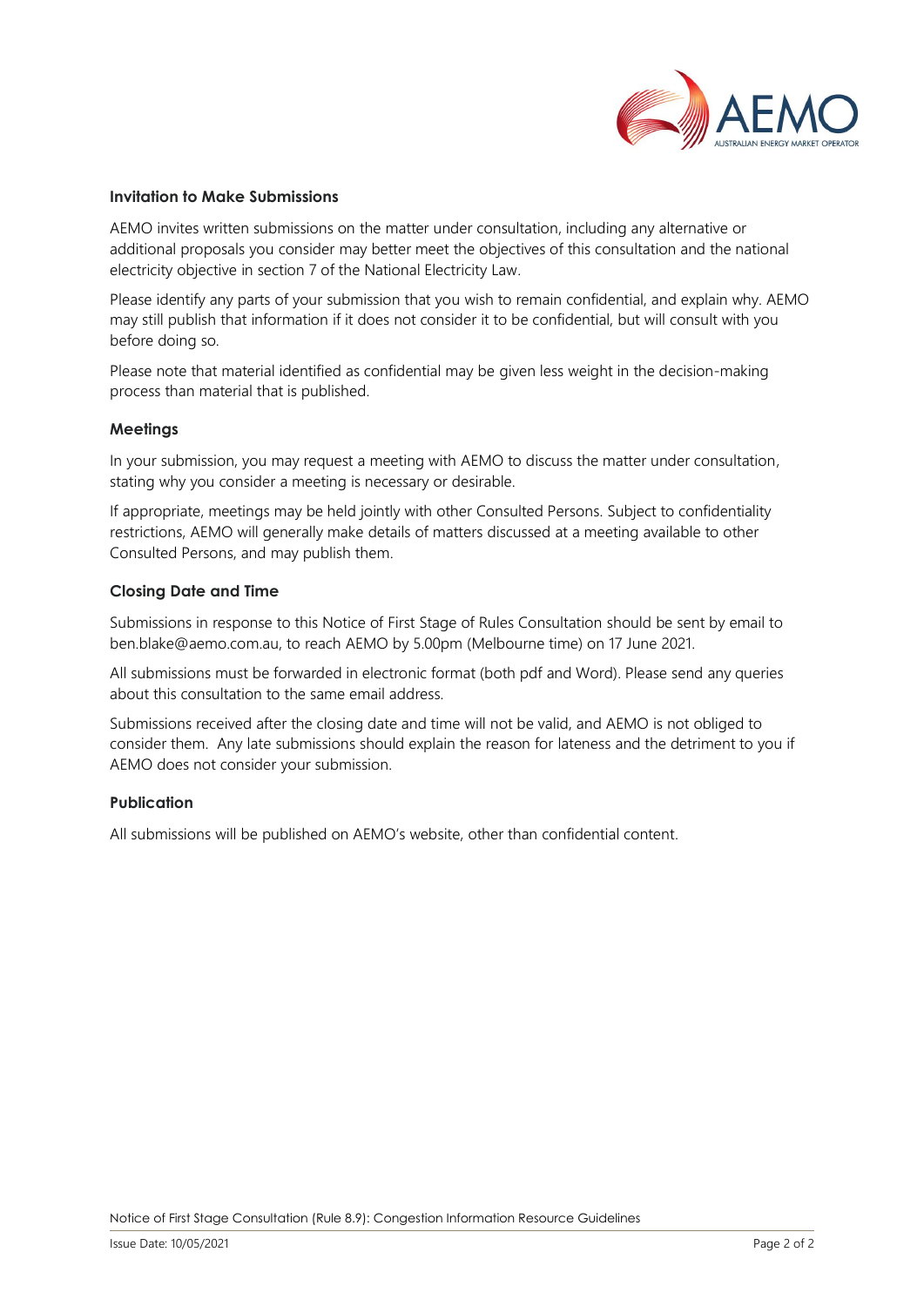### Invitation to Make Submissions

AEMO invites written submissions on the matter under consultation, including any alternative or additional proposals you consider may better meet the objectives of this consultation and the national electricity objective in section 7 of the National Electricity Law.

Please identify any parts of your submission that you wish to remain confidential, and explain why. AEMO may still publish that information if it does not consider it to be confidential, but will consult with you before doing so.

Please note that material identified as confidential may be given less weight in the decision-making process than material that is published.

### Meetings

In your submission, you may request a meeting with AEMO to discuss the matter under consultation, stating why you consider a meeting is necessary or desirable.

If appropriate, meetings may be held jointly with other Consulted Persons. Subject to confidentiality restrictions, AEMO will generally make details of matters discussed at a meeting available to other Consulted Persons, and may publish them.

### Closing Date and Time

Submissions in response to this Notice of First Stage of Rules Consultation should be sent by email to ben.blake@aemo.com.au, to reach AEMO by 5.00pm (Melbourne time) on 17 June 2021.

All submissions must be forwarded in electronic format (both pdf and Word). Please send any queries about this consultation to the same email address.

Submissions received after the closing date and time will not be valid, and AEMO is not obliged to consider them. Any late submissions should explain the reason for lateness and the detriment to you if AEMO does not consider your submission.

### Publication

All submissions will be published on AEMO's website, other than confidential content.